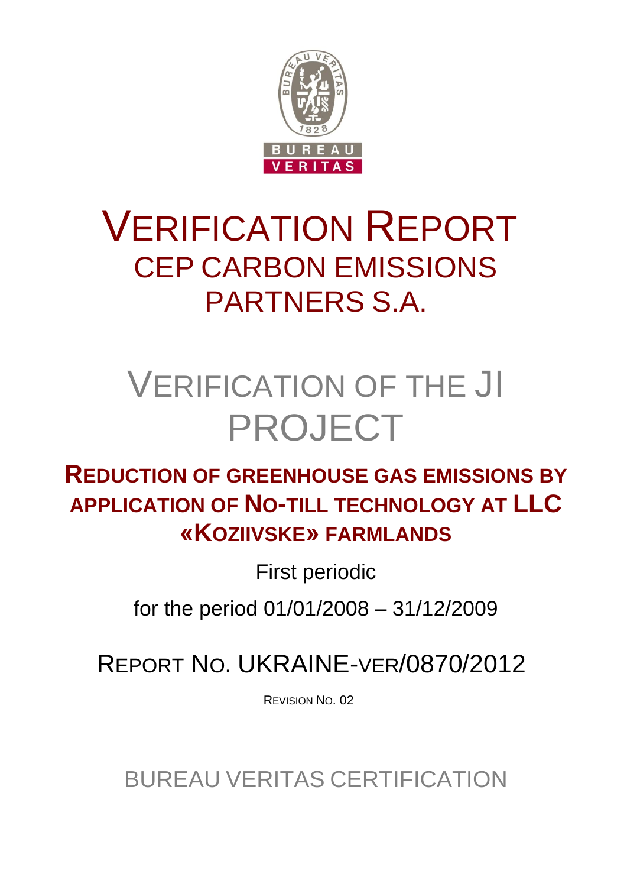# VERIFICATION REPORT

## CEP CARBON EMISSIONS PARTNERS S.A.

# VERIFICATION OF THE JI PROJECT

## REDUCTION OF GREENHOUSE GAS EMISSIONS BY APPLICATION OF NO-TILL TECHNOLOGY AT LLC «KOZIIVSKE» FARMLANDS

First periodic

for the period 01/01/2008 – 31/12/2009

REPORT NO. UKRAINE-VER/0870/2012

REVISION NO. 02

BUREAU VERITAS CERTIFICATION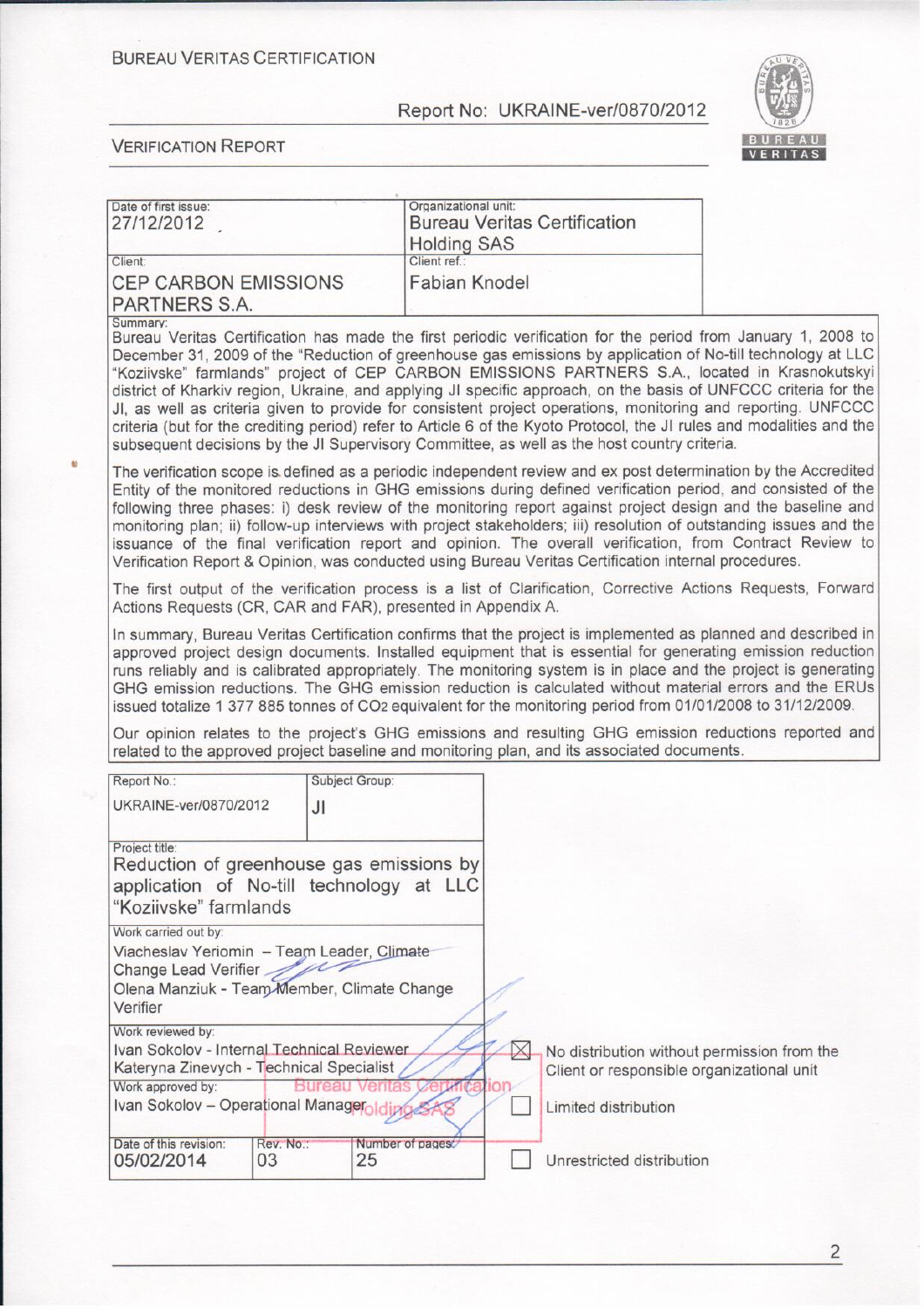BUREAU VERITAS CERTIFICATION

Report No: UKRAINE-ver/0870/2012

VERIFICATION REPORT

| Date of first issue: 27/12/2012 | Organizational unit: Bureau Veritas Certification Holding SAS |
|---|---|
| Client: CEP CARBON EMISSIONS PARTNERS S.A. | Client ref.: Fabian Knodel |

Summary:

Bureau Veritas Certification has made the first periodic verification for the period from January 1, 2008 to December 31, 2009 of the "Reduction of greenhouse gas emissions by application of No-till technology at LLC "Koziivske" farmlands" project of CEP CARBON EMISSIONS PARTNERS S.A., located in Krasnokutskyi district of Kharkiv region, Ukraine, and applying JI specific approach, on the basis of UNFCCC criteria for the JI, as well as criteria given to provide for consistent project operations, monitoring and reporting. UNFCCC criteria (but for the crediting period) refer to Article 6 of the Kyoto Protocol, the JI rules and modalities and the subsequent decisions by the JI Supervisory Committee, as well as the host country criteria.

The verification scope is defined as a periodic independent review and ex post determination by the Accredited Entity of the monitored reductions in GHG emissions during defined verification period, and consisted of the following three phases: i) desk review of the monitoring report against project design and the baseline and monitoring plan; ii) follow-up interviews with project stakeholders; iii) resolution of outstanding issues and the issuance of the final verification report and opinion. The overall verification, from Contract Review to Verification Report & Opinion, was conducted using Bureau Veritas Certification internal procedures.

The first output of the verification process is a list of Clarification, Corrective Actions Requests, Forward Actions Requests (CR, CAR and FAR), presented in Appendix A.

In summary, Bureau Veritas Certification confirms that the project is implemented as planned and described in approved project design documents. Installed equipment that is essential for generating emission reduction runs reliably and is calibrated appropriately. The monitoring system is in place and the project is generating GHG emission reductions. The GHG emission reduction is calculated without material errors and the ERUs issued totalize 1 377 885 tonnes of $CO_2$ equivalent for the monitoring period from 01/01/2008 to 31/12/2009.

Our opinion relates to the project's GHG emissions and resulting GHG emission reductions reported and related to the approved project baseline and monitoring plan, and its associated documents.

| Report No.: UKRAINE-ver/0870/2012 | Subject Group: JI | |
|---|---|---|
| Project title: Reduction of greenhouse gas emissions by application of No-till technology at LLC "Koziivske" farmlands | | |
| Work carried out by: Viacheslav Yeriomin – Team Leader, Climate Change Lead Verifier; Olena Manziuk - Team Member, Climate Change Verifier | | |
| Work reviewed by: Ivan Sokolov - Internal Technical Reviewer; Kateryna Zinevych - Technical Specialist | | |
| Work approved by: Ivan Sokolov – Operational Manager | | |
| Date of this revision: 05/02/2014 | Rev. No.: 03 | Number of pages: 25 |

☒ No distribution without permission from the Client or responsible organizational unit

☐ Limited distribution

☐ Unrestricted distribution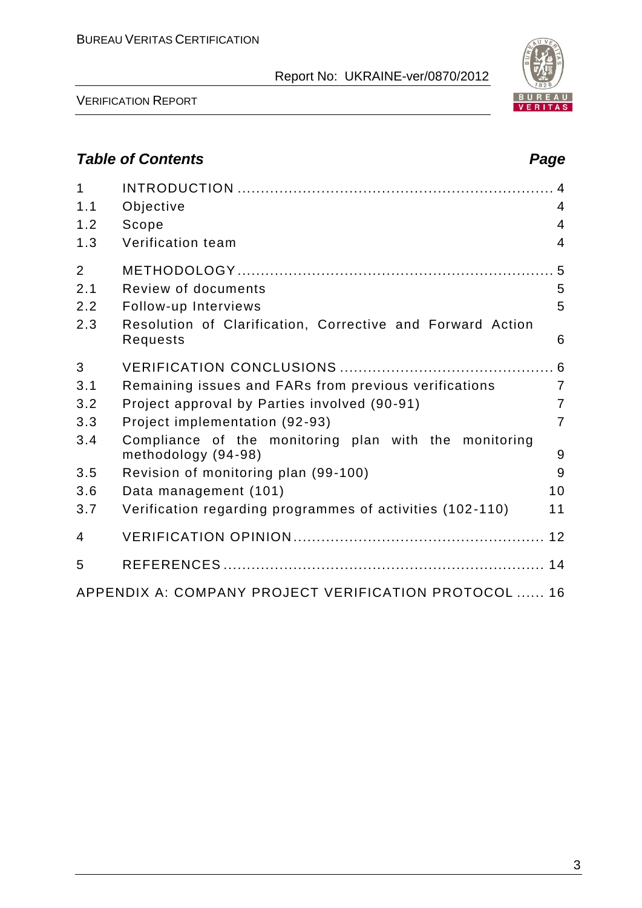## Table of Contents

| | | Page |
|---|---|---|
| 1 | INTRODUCTION | 4 |
| 1.1 | Objective | 4 |
| 1.2 | Scope | 4 |
| 1.3 | Verification team | 4 |
| 2 | METHODOLOGY | 5 |
| 2.1 | Review of documents | 5 |
| 2.2 | Follow-up Interviews | 5 |
| 2.3 | Resolution of Clarification, Corrective and Forward Action Requests | 6 |
| 3 | VERIFICATION CONCLUSIONS | 6 |
| 3.1 | Remaining issues and FARs from previous verifications | 7 |
| 3.2 | Project approval by Parties involved (90-91) | 7 |
| 3.3 | Project implementation (92-93) | 7 |
| 3.4 | Compliance of the monitoring plan with the monitoring methodology (94-98) | 9 |
| 3.5 | Revision of monitoring plan (99-100) | 9 |
| 3.6 | Data management (101) | 10 |
| 3.7 | Verification regarding programmes of activities (102-110) | 11 |
| 4 | VERIFICATION OPINION | 12 |
| 5 | REFERENCES | 14 |
| | APPENDIX A: COMPANY PROJECT VERIFICATION PROTOCOL | 16 |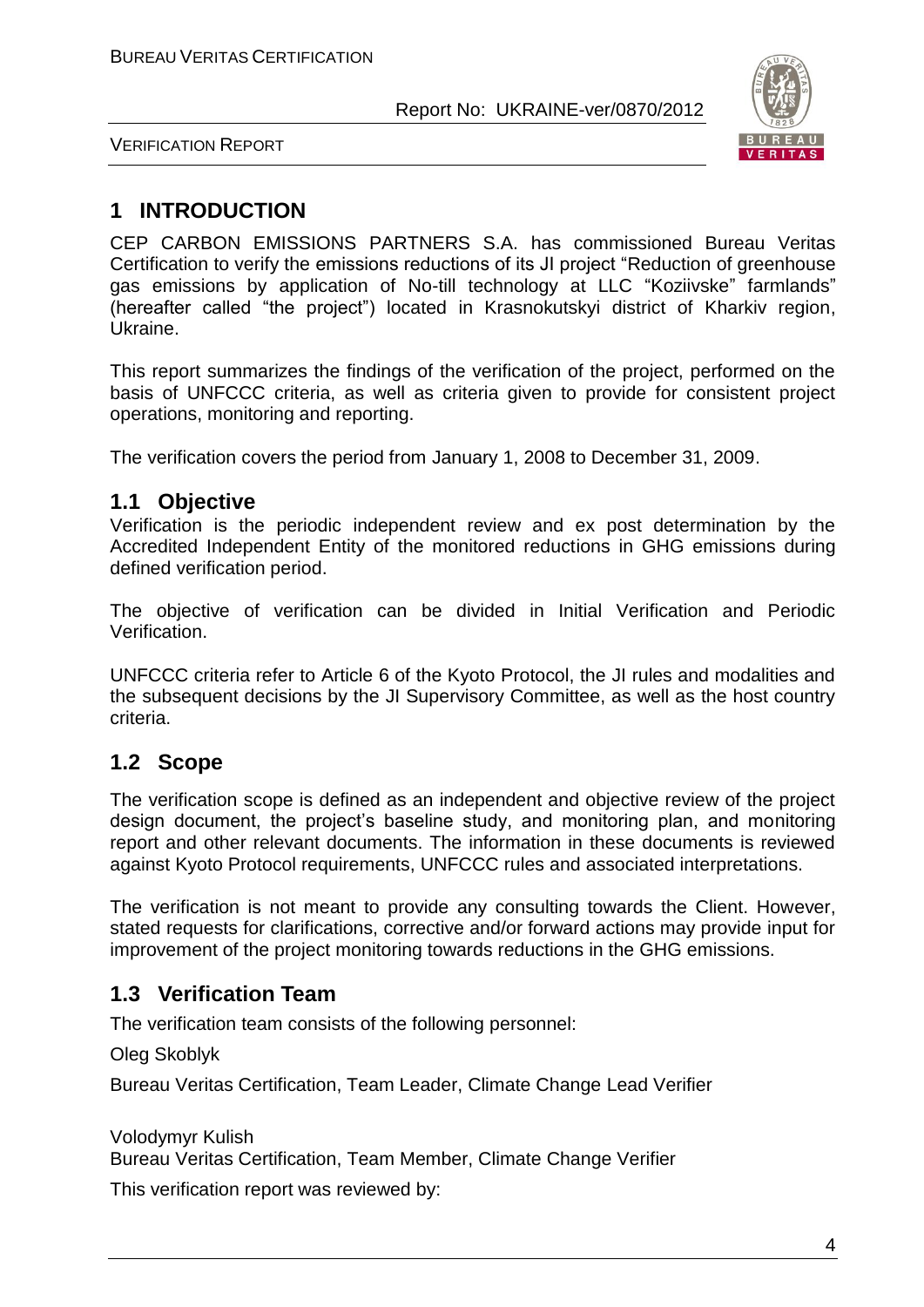# 1 INTRODUCTION

CEP CARBON EMISSIONS PARTNERS S.A. has commissioned Bureau Veritas Certification to verify the emissions reductions of its JI project "Reduction of greenhouse gas emissions by application of No-till technology at LLC "Koziivske" farmlands" (hereafter called "the project") located in Krasnokutskyi district of Kharkiv region, Ukraine.

This report summarizes the findings of the verification of the project, performed on the basis of UNFCCC criteria, as well as criteria given to provide for consistent project operations, monitoring and reporting.

The verification covers the period from January 1, 2008 to December 31, 2009.

## 1.1 Objective

Verification is the periodic independent review and ex post determination by the Accredited Independent Entity of the monitored reductions in GHG emissions during defined verification period.

The objective of verification can be divided in Initial Verification and Periodic Verification.

UNFCCC criteria refer to Article 6 of the Kyoto Protocol, the JI rules and modalities and the subsequent decisions by the JI Supervisory Committee, as well as the host country criteria.

## 1.2 Scope

The verification scope is defined as an independent and objective review of the project design document, the project's baseline study, and monitoring plan, and monitoring report and other relevant documents. The information in these documents is reviewed against Kyoto Protocol requirements, UNFCCC rules and associated interpretations.

The verification is not meant to provide any consulting towards the Client. However, stated requests for clarifications, corrective and/or forward actions may provide input for improvement of the project monitoring towards reductions in the GHG emissions.

## 1.3 Verification Team

The verification team consists of the following personnel:

Oleg Skoblyk

Bureau Veritas Certification, Team Leader, Climate Change Lead Verifier

Volodymyr Kulish

Bureau Veritas Certification, Team Member, Climate Change Verifier

This verification report was reviewed by: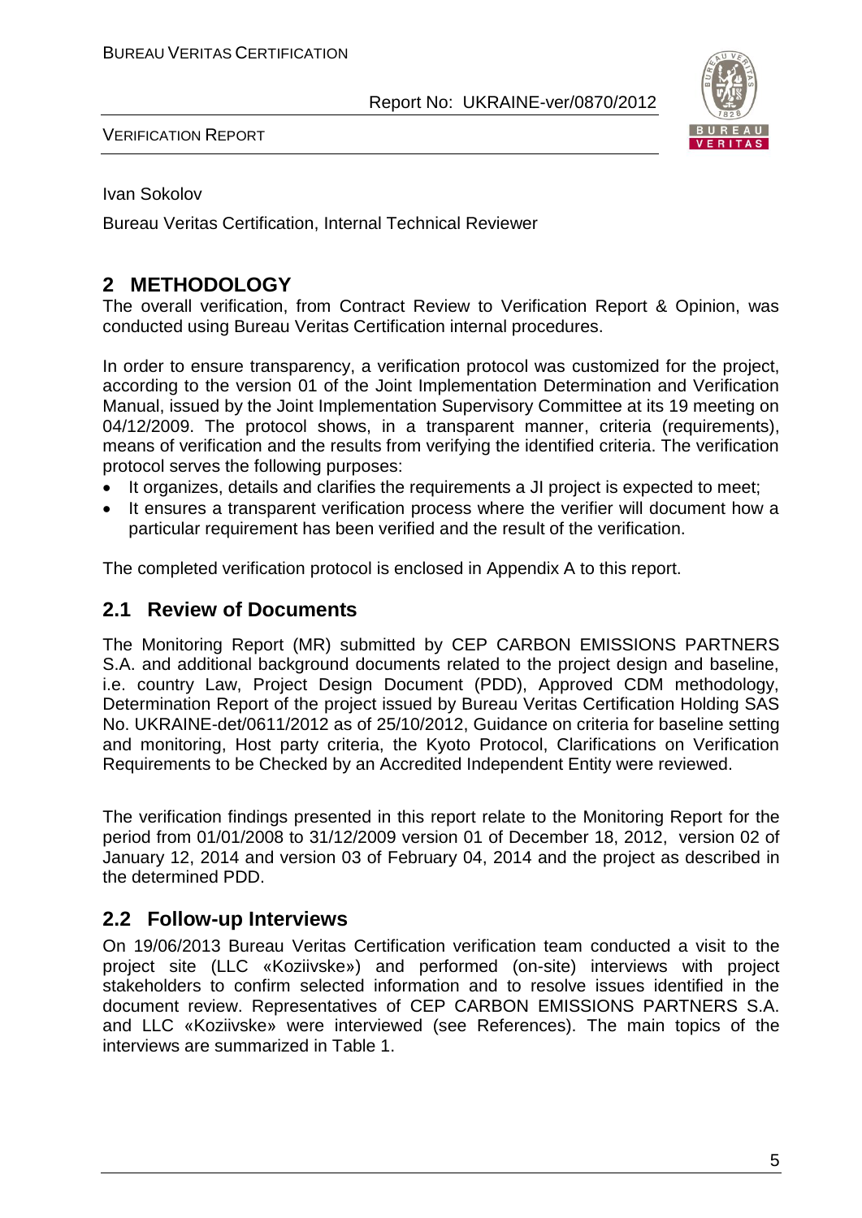Ivan Sokolov

Bureau Veritas Certification, Internal Technical Reviewer

## 2 METHODOLOGY

The overall verification, from Contract Review to Verification Report & Opinion, was conducted using Bureau Veritas Certification internal procedures.

In order to ensure transparency, a verification protocol was customized for the project, according to the version 01 of the Joint Implementation Determination and Verification Manual, issued by the Joint Implementation Supervisory Committee at its 19 meeting on 04/12/2009. The protocol shows, in a transparent manner, criteria (requirements), means of verification and the results from verifying the identified criteria. The verification protocol serves the following purposes:

- It organizes, details and clarifies the requirements a JI project is expected to meet;
- It ensures a transparent verification process where the verifier will document how a particular requirement has been verified and the result of the verification.

The completed verification protocol is enclosed in Appendix A to this report.

### 2.1 Review of Documents

The Monitoring Report (MR) submitted by CEP CARBON EMISSIONS PARTNERS S.A. and additional background documents related to the project design and baseline, i.e. country Law, Project Design Document (PDD), Approved CDM methodology, Determination Report of the project issued by Bureau Veritas Certification Holding SAS No. UKRAINE-det/0611/2012 as of 25/10/2012, Guidance on criteria for baseline setting and monitoring, Host party criteria, the Kyoto Protocol, Clarifications on Verification Requirements to be Checked by an Accredited Independent Entity were reviewed.

The verification findings presented in this report relate to the Monitoring Report for the period from 01/01/2008 to 31/12/2009 version 01 of December 18, 2012, version 02 of January 12, 2014 and version 03 of February 04, 2014 and the project as described in the determined PDD.

### 2.2 Follow-up Interviews

On 19/06/2013 Bureau Veritas Certification verification team conducted a visit to the project site (LLC «Koziivske») and performed (on-site) interviews with project stakeholders to confirm selected information and to resolve issues identified in the document review. Representatives of CEP CARBON EMISSIONS PARTNERS S.A. and LLC «Koziivske» were interviewed (see References). The main topics of the interviews are summarized in Table 1.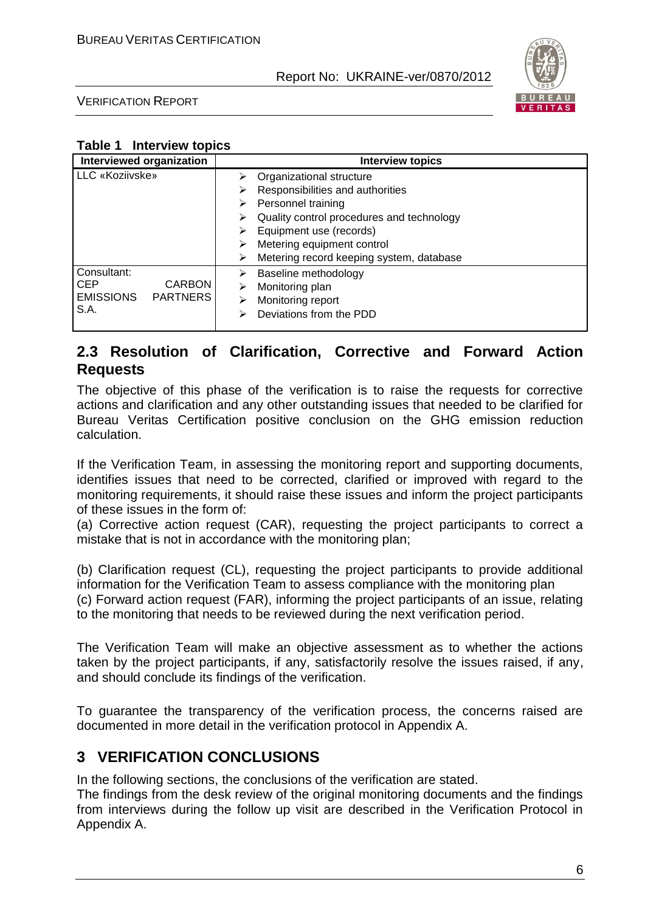**Table 1 Interview topics**

| Interviewed organization | Interview topics |
|---|---|
| LLC «Koziivske» | ➢ Organizational structure<br>➢ Responsibilities and authorities<br>➢ Personnel training<br>➢ Quality control procedures and technology<br>➢ Equipment use (records)<br>➢ Metering equipment control<br>➢ Metering record keeping system, database |
| Consultant: CEP CARBON EMISSIONS PARTNERS S.A. | ➢ Baseline methodology<br>➢ Monitoring plan<br>➢ Monitoring report<br>➢ Deviations from the PDD |

## 2.3 Resolution of Clarification, Corrective and Forward Action Requests

The objective of this phase of the verification is to raise the requests for corrective actions and clarification and any other outstanding issues that needed to be clarified for Bureau Veritas Certification positive conclusion on the GHG emission reduction calculation.

If the Verification Team, in assessing the monitoring report and supporting documents, identifies issues that need to be corrected, clarified or improved with regard to the monitoring requirements, it should raise these issues and inform the project participants of these issues in the form of:

(a) Corrective action request (CAR), requesting the project participants to correct a mistake that is not in accordance with the monitoring plan;

(b) Clarification request (CL), requesting the project participants to provide additional information for the Verification Team to assess compliance with the monitoring plan
(c) Forward action request (FAR), informing the project participants of an issue, relating to the monitoring that needs to be reviewed during the next verification period.

The Verification Team will make an objective assessment as to whether the actions taken by the project participants, if any, satisfactorily resolve the issues raised, if any, and should conclude its findings of the verification.

To guarantee the transparency of the verification process, the concerns raised are documented in more detail in the verification protocol in Appendix A.

# 3 VERIFICATION CONCLUSIONS

In the following sections, the conclusions of the verification are stated.
The findings from the desk review of the original monitoring documents and the findings from interviews during the follow up visit are described in the Verification Protocol in Appendix A.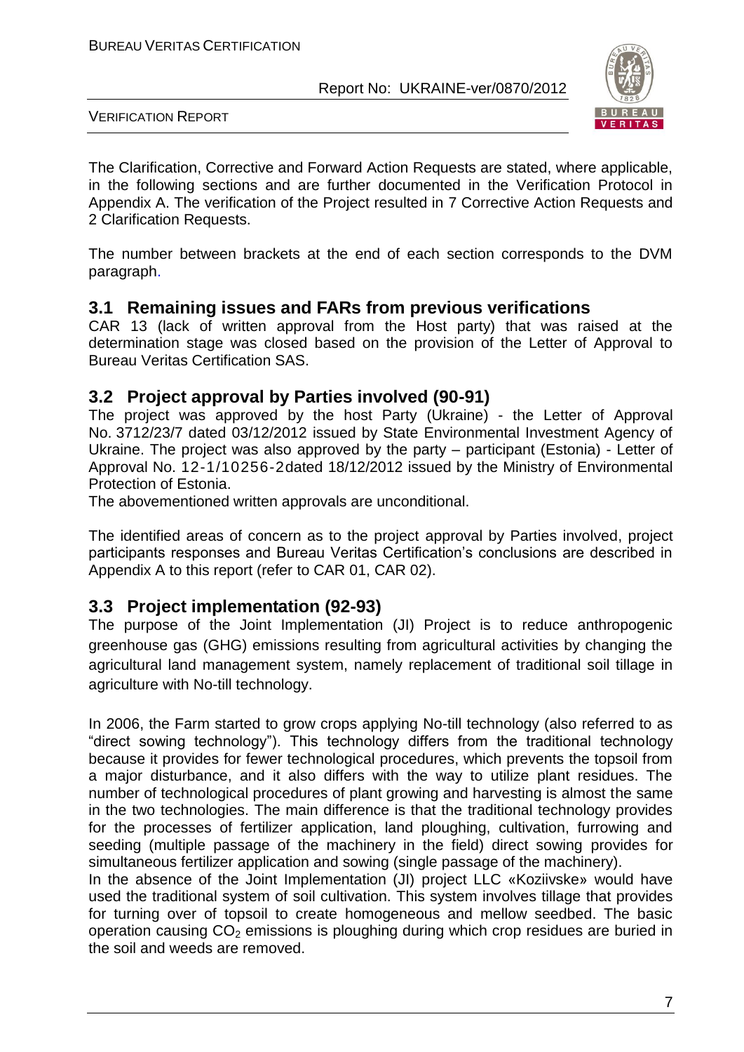The Clarification, Corrective and Forward Action Requests are stated, where applicable, in the following sections and are further documented in the Verification Protocol in Appendix A. The verification of the Project resulted in 7 Corrective Action Requests and 2 Clarification Requests.

The number between brackets at the end of each section corresponds to the DVM paragraph.

## 3.1 Remaining issues and FARs from previous verifications

CAR 13 (lack of written approval from the Host party) that was raised at the determination stage was closed based on the provision of the Letter of Approval to Bureau Veritas Certification SAS.

## 3.2 Project approval by Parties involved (90-91)

The project was approved by the host Party (Ukraine) - the Letter of Approval No. 3712/23/7 dated 03/12/2012 issued by State Environmental Investment Agency of Ukraine. The project was also approved by the party – participant (Estonia) - Letter of Approval No. 12-1/10256-2dated 18/12/2012 issued by the Ministry of Environmental Protection of Estonia.

The abovementioned written approvals are unconditional.

The identified areas of concern as to the project approval by Parties involved, project participants responses and Bureau Veritas Certification's conclusions are described in Appendix A to this report (refer to CAR 01, CAR 02).

## 3.3 Project implementation (92-93)

The purpose of the Joint Implementation (JI) Project is to reduce anthropogenic greenhouse gas (GHG) emissions resulting from agricultural activities by changing the agricultural land management system, namely replacement of traditional soil tillage in agriculture with No-till technology.

In 2006, the Farm started to grow crops applying No-till technology (also referred to as "direct sowing technology"). This technology differs from the traditional technology because it provides for fewer technological procedures, which prevents the topsoil from a major disturbance, and it also differs with the way to utilize plant residues. The number of technological procedures of plant growing and harvesting is almost the same in the two technologies. The main difference is that the traditional technology provides for the processes of fertilizer application, land ploughing, cultivation, furrowing and seeding (multiple passage of the machinery in the field) direct sowing provides for simultaneous fertilizer application and sowing (single passage of the machinery).

In the absence of the Joint Implementation (JI) project LLC «Koziivske» would have used the traditional system of soil cultivation. This system involves tillage that provides for turning over of topsoil to create homogeneous and mellow seedbed. The basic operation causing $CO_2$ emissions is ploughing during which crop residues are buried in the soil and weeds are removed.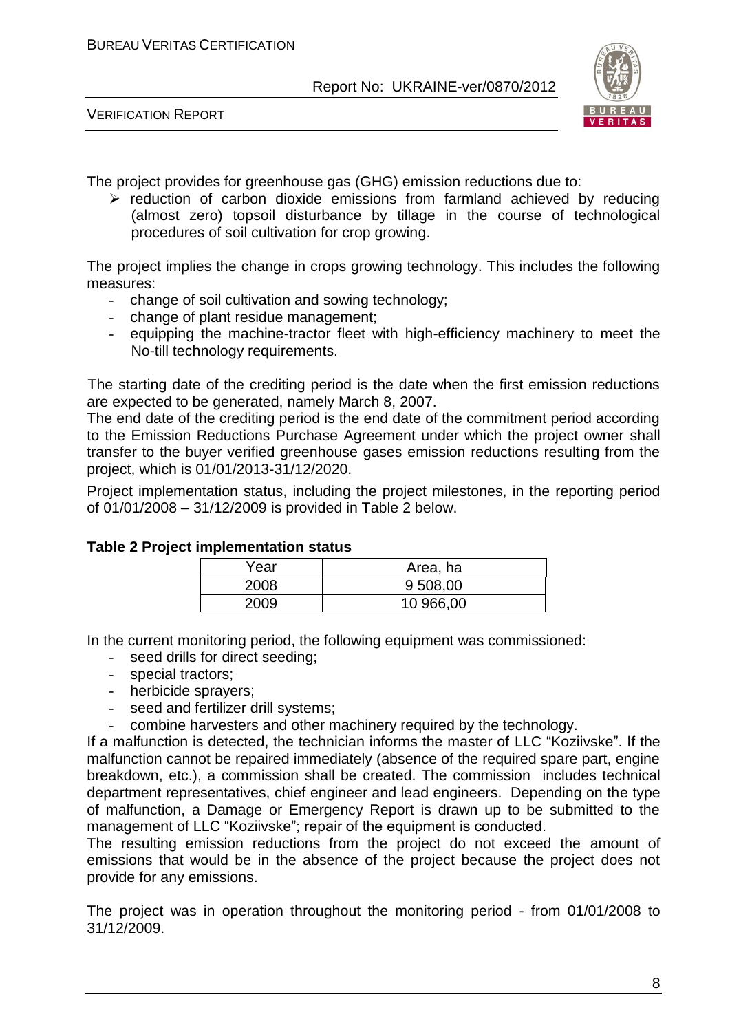The project provides for greenhouse gas (GHG) emission reductions due to:

- reduction of carbon dioxide emissions from farmland achieved by reducing (almost zero) topsoil disturbance by tillage in the course of technological procedures of soil cultivation for crop growing.

The project implies the change in crops growing technology. This includes the following measures:

- change of soil cultivation and sowing technology;
- change of plant residue management;
- equipping the machine-tractor fleet with high-efficiency machinery to meet the No-till technology requirements.

The starting date of the crediting period is the date when the first emission reductions are expected to be generated, namely March 8, 2007.
The end date of the crediting period is the end date of the commitment period according to the Emission Reductions Purchase Agreement under which the project owner shall transfer to the buyer verified greenhouse gases emission reductions resulting from the project, which is 01/01/2013-31/12/2020.

Project implementation status, including the project milestones, in the reporting period of 01/01/2008 – 31/12/2009 is provided in Table 2 below.

**Table 2 Project implementation status**

| Year | Area, ha |
|---|---|
| 2008 | 9 508,00 |
| 2009 | 10 966,00 |

In the current monitoring period, the following equipment was commissioned:

- seed drills for direct seeding;
- special tractors;
- herbicide sprayers;
- seed and fertilizer drill systems;
- combine harvesters and other machinery required by the technology.

If a malfunction is detected, the technician informs the master of LLC "Koziivske". If the malfunction cannot be repaired immediately (absence of the required spare part, engine breakdown, etc.), a commission shall be created. The commission includes technical department representatives, chief engineer and lead engineers. Depending on the type of malfunction, a Damage or Emergency Report is drawn up to be submitted to the management of LLC "Koziivske"; repair of the equipment is conducted.
The resulting emission reductions from the project do not exceed the amount of emissions that would be in the absence of the project because the project does not provide for any emissions.

The project was in operation throughout the monitoring period - from 01/01/2008 to 31/12/2009.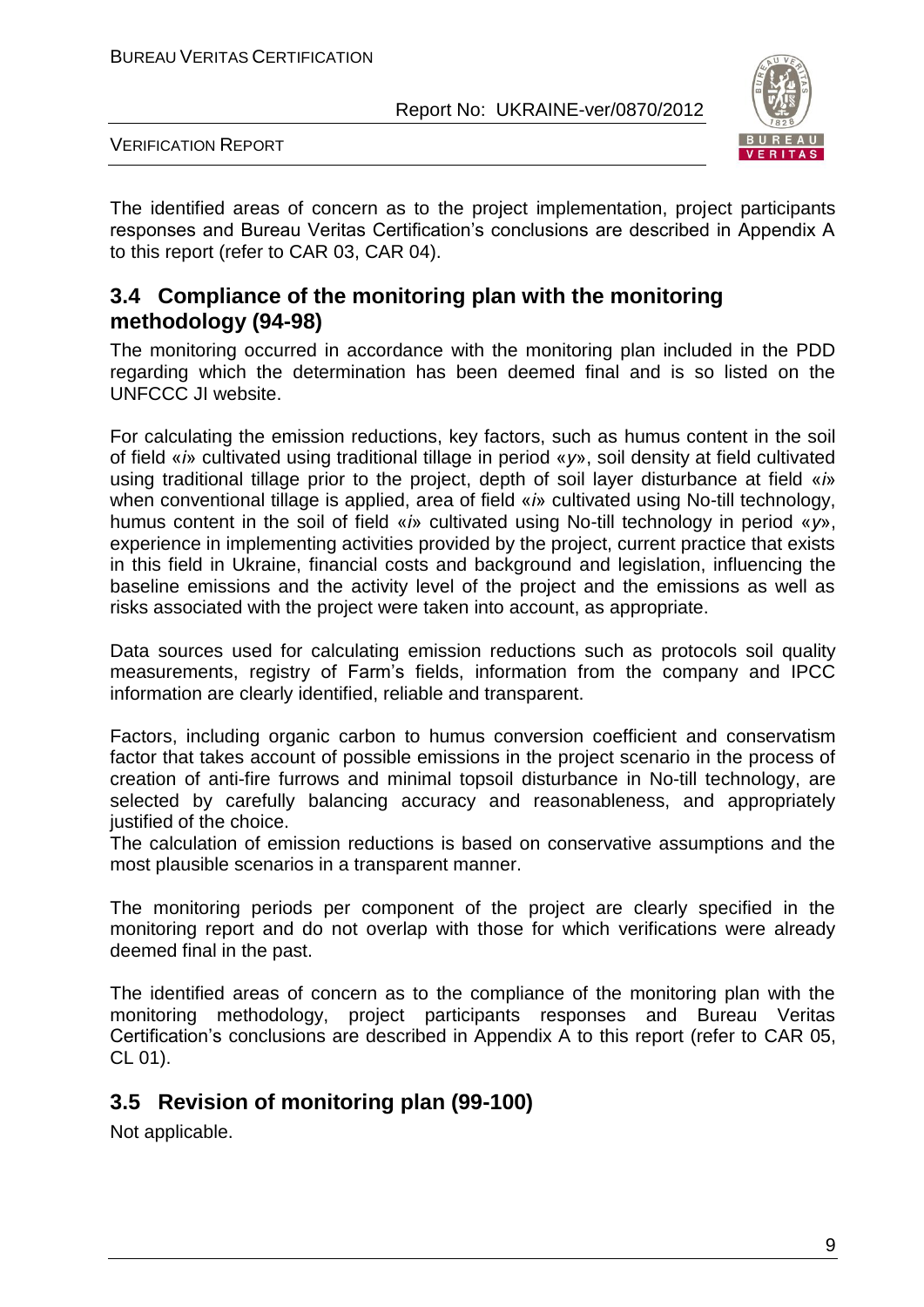The identified areas of concern as to the project implementation, project participants responses and Bureau Veritas Certification's conclusions are described in Appendix A to this report (refer to CAR 03, CAR 04).

## 3.4 Compliance of the monitoring plan with the monitoring methodology (94-98)

The monitoring occurred in accordance with the monitoring plan included in the PDD regarding which the determination has been deemed final and is so listed on the UNFCCC JI website.

For calculating the emission reductions, key factors, such as humus content in the soil of field «*i*» cultivated using traditional tillage in period «*y*», soil density at field cultivated using traditional tillage prior to the project, depth of soil layer disturbance at field «*i*» when conventional tillage is applied, area of field «*i*» cultivated using No-till technology, humus content in the soil of field «*i*» cultivated using No-till technology in period «*y*», experience in implementing activities provided by the project, current practice that exists in this field in Ukraine, financial costs and background and legislation, influencing the baseline emissions and the activity level of the project and the emissions as well as risks associated with the project were taken into account, as appropriate.

Data sources used for calculating emission reductions such as protocols soil quality measurements, registry of Farm's fields, information from the company and IPCC information are clearly identified, reliable and transparent.

Factors, including organic carbon to humus conversion coefficient and conservatism factor that takes account of possible emissions in the project scenario in the process of creation of anti-fire furrows and minimal topsoil disturbance in No-till technology, are selected by carefully balancing accuracy and reasonableness, and appropriately justified of the choice.

The calculation of emission reductions is based on conservative assumptions and the most plausible scenarios in a transparent manner.

The monitoring periods per component of the project are clearly specified in the monitoring report and do not overlap with those for which verifications were already deemed final in the past.

The identified areas of concern as to the compliance of the monitoring plan with the monitoring methodology, project participants responses and Bureau Veritas Certification's conclusions are described in Appendix A to this report (refer to CAR 05, CL 01).

## 3.5 Revision of monitoring plan (99-100)

Not applicable.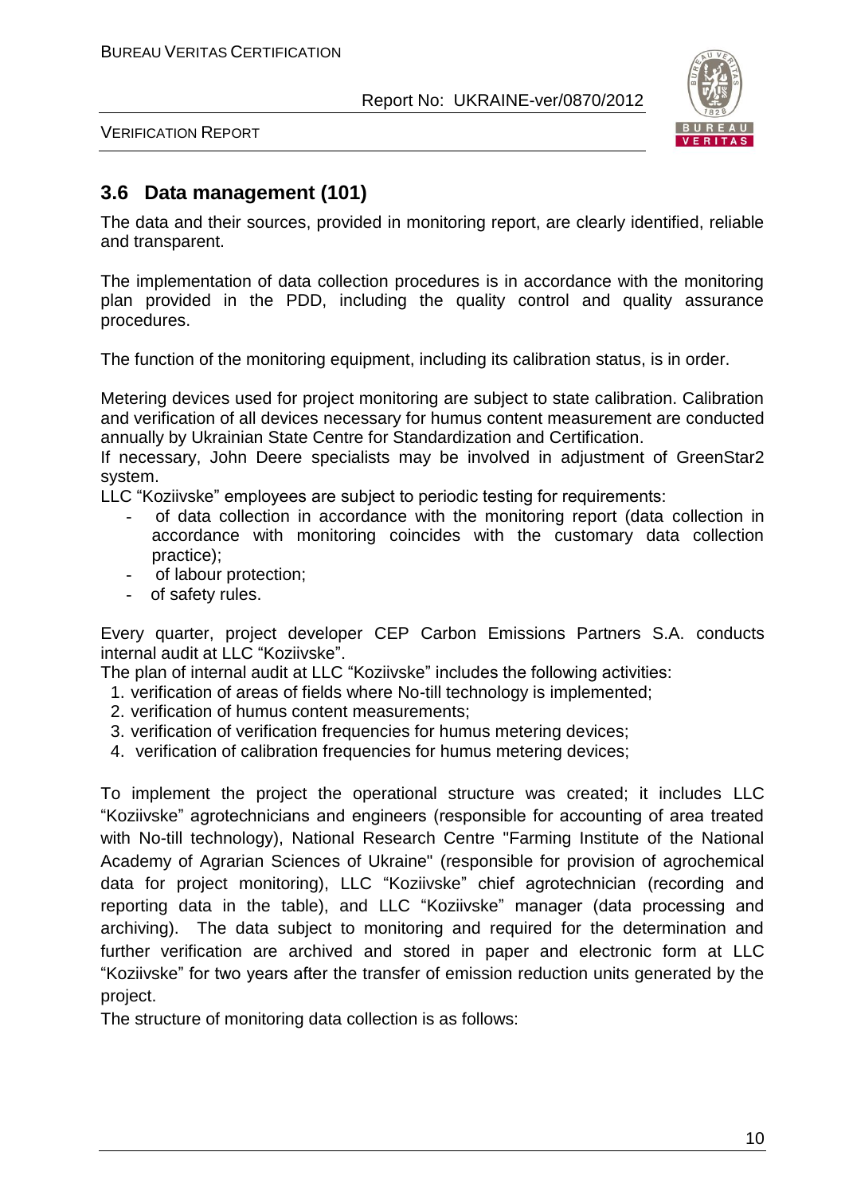## 3.6 Data management (101)

The data and their sources, provided in monitoring report, are clearly identified, reliable and transparent.

The implementation of data collection procedures is in accordance with the monitoring plan provided in the PDD, including the quality control and quality assurance procedures.

The function of the monitoring equipment, including its calibration status, is in order.

Metering devices used for project monitoring are subject to state calibration. Calibration and verification of all devices necessary for humus content measurement are conducted annually by Ukrainian State Centre for Standardization and Certification.
If necessary, John Deere specialists may be involved in adjustment of GreenStar2 system.
LLC "Koziivske" employees are subject to periodic testing for requirements:

- of data collection in accordance with the monitoring report (data collection in accordance with monitoring coincides with the customary data collection practice);
- of labour protection;
- of safety rules.

Every quarter, project developer CEP Carbon Emissions Partners S.A. conducts internal audit at LLC "Koziivske".
The plan of internal audit at LLC "Koziivske" includes the following activities:

1. verification of areas of fields where No-till technology is implemented;
2. verification of humus content measurements;
3. verification of verification frequencies for humus metering devices;
4. verification of calibration frequencies for humus metering devices;

To implement the project the operational structure was created; it includes LLC "Koziivske" agrotechnicians and engineers (responsible for accounting of area treated with No-till technology), National Research Centre "Farming Institute of the National Academy of Agrarian Sciences of Ukraine" (responsible for provision of agrochemical data for project monitoring), LLC "Koziivske" chief agrotechnician (recording and reporting data in the table), and LLC "Koziivske" manager (data processing and archiving). The data subject to monitoring and required for the determination and further verification are archived and stored in paper and electronic form at LLC "Koziivske" for two years after the transfer of emission reduction units generated by the project.
The structure of monitoring data collection is as follows: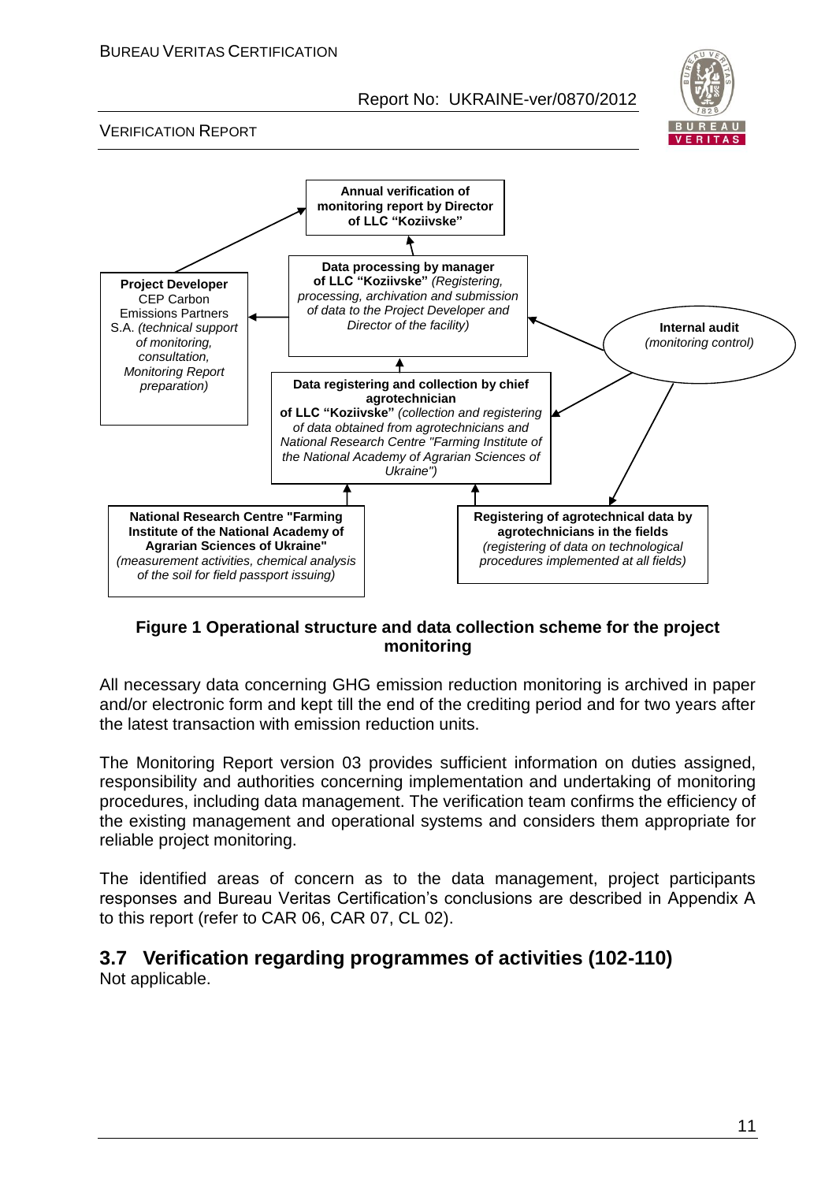**Annual verification of monitoring report by Director of LLC "Koziivske"**

**Data processing by manager of LLC "Koziivske"** *(Registering, processing, archivation and submission of data to the Project Developer and Director of the facility)*

**Project Developer** CEP Carbon Emissions Partners S.A. *(technical support of monitoring, consultation, Monitoring Report preparation)*

**Internal audit** *(monitoring control)*

**Data registering and collection by chief agrotechnician of LLC "Koziivske"** *(collection and registering of data obtained from agrotechnicians and National Research Centre "Farming Institute of the National Academy of Agrarian Sciences of Ukraine")*

**National Research Centre "Farming Institute of the National Academy of Agrarian Sciences of Ukraine"** *(measurement activities, chemical analysis of the soil for field passport issuing)*

**Registering of agrotechnical data by agrotechnicians in the fields** *(registering of data on technological procedures implemented at all fields)*

**Figure 1 Operational structure and data collection scheme for the project monitoring**

All necessary data concerning GHG emission reduction monitoring is archived in paper and/or electronic form and kept till the end of the crediting period and for two years after the latest transaction with emission reduction units.

The Monitoring Report version 03 provides sufficient information on duties assigned, responsibility and authorities concerning implementation and undertaking of monitoring procedures, including data management. The verification team confirms the efficiency of the existing management and operational systems and considers them appropriate for reliable project monitoring.

The identified areas of concern as to the data management, project participants responses and Bureau Veritas Certification's conclusions are described in Appendix A to this report (refer to CAR 06, CAR 07, CL 02).

## 3.7 Verification regarding programmes of activities (102-110)

Not applicable.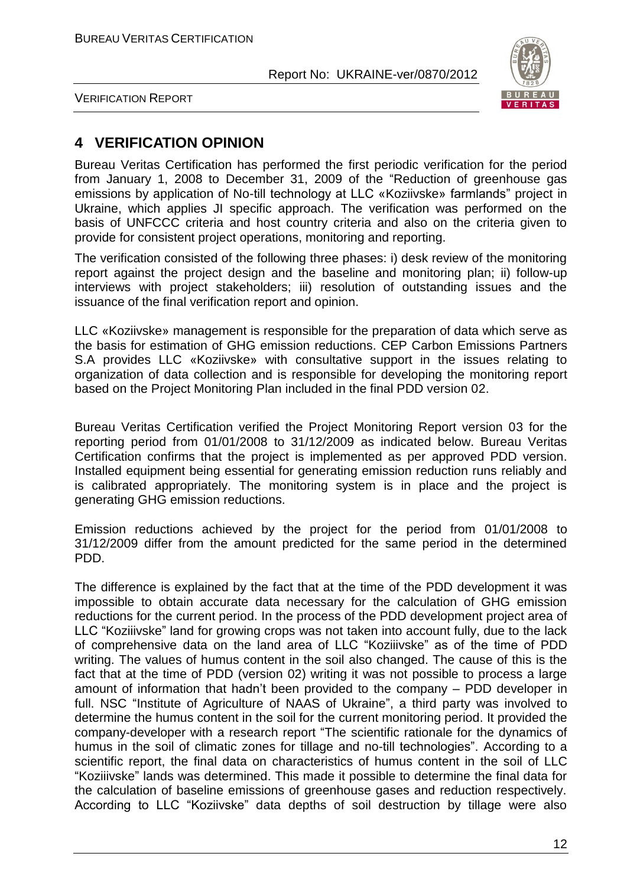## 4 VERIFICATION OPINION

Bureau Veritas Certification has performed the first periodic verification for the period from January 1, 2008 to December 31, 2009 of the "Reduction of greenhouse gas emissions by application of No-till technology at LLC «Koziivske» farmlands" project in Ukraine, which applies JI specific approach. The verification was performed on the basis of UNFCCC criteria and host country criteria and also on the criteria given to provide for consistent project operations, monitoring and reporting.

The verification consisted of the following three phases: i) desk review of the monitoring report against the project design and the baseline and monitoring plan; ii) follow-up interviews with project stakeholders; iii) resolution of outstanding issues and the issuance of the final verification report and opinion.

LLC «Koziivske» management is responsible for the preparation of data which serve as the basis for estimation of GHG emission reductions. CEP Carbon Emissions Partners S.A provides LLC «Koziivske» with consultative support in the issues relating to organization of data collection and is responsible for developing the monitoring report based on the Project Monitoring Plan included in the final PDD version 02.

Bureau Veritas Certification verified the Project Monitoring Report version 03 for the reporting period from 01/01/2008 to 31/12/2009 as indicated below. Bureau Veritas Certification confirms that the project is implemented as per approved PDD version. Installed equipment being essential for generating emission reduction runs reliably and is calibrated appropriately. The monitoring system is in place and the project is generating GHG emission reductions.

Emission reductions achieved by the project for the period from 01/01/2008 to 31/12/2009 differ from the amount predicted for the same period in the determined PDD.

The difference is explained by the fact that at the time of the PDD development it was impossible to obtain accurate data necessary for the calculation of GHG emission reductions for the current period. In the process of the PDD development project area of LLC "Koziiivske" land for growing crops was not taken into account fully, due to the lack of comprehensive data on the land area of LLC "Koziiivske" as of the time of PDD writing. The values of humus content in the soil also changed. The cause of this is the fact that at the time of PDD (version 02) writing it was not possible to process a large amount of information that hadn't been provided to the company – PDD developer in full. NSC "Institute of Agriculture of NAAS of Ukraine", a third party was involved to determine the humus content in the soil for the current monitoring period. It provided the company-developer with a research report "The scientific rationale for the dynamics of humus in the soil of climatic zones for tillage and no-till technologies". According to a scientific report, the final data on characteristics of humus content in the soil of LLC "Koziiivske" lands was determined. This made it possible to determine the final data for the calculation of baseline emissions of greenhouse gases and reduction respectively. According to LLC "Koziivske" data depths of soil destruction by tillage were also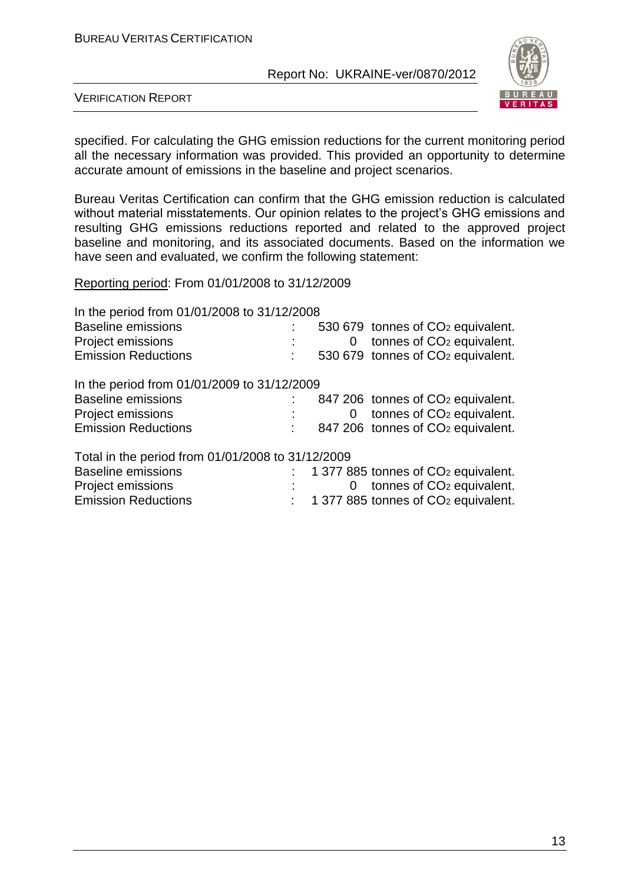specified. For calculating the GHG emission reductions for the current monitoring period all the necessary information was provided. This provided an opportunity to determine accurate amount of emissions in the baseline and project scenarios.

Bureau Veritas Certification can confirm that the GHG emission reduction is calculated without material misstatements. Our opinion relates to the project's GHG emissions and resulting GHG emissions reductions reported and related to the approved project baseline and monitoring, and its associated documents. Based on the information we have seen and evaluated, we confirm the following statement:

Reporting period: From 01/01/2008 to 31/12/2009

In the period from 01/01/2008 to 31/12/2008

| | | |
|---|---|---|
| Baseline emissions | : | 530 679 tonnes of $CO_2$ equivalent. |
| Project emissions | : | 0 tonnes of $CO_2$ equivalent. |
| Emission Reductions | : | 530 679 tonnes of $CO_2$ equivalent. |

In the period from 01/01/2009 to 31/12/2009

| | | |
|---|---|---|
| Baseline emissions | : | 847 206 tonnes of $CO_2$ equivalent. |
| Project emissions | : | 0 tonnes of $CO_2$ equivalent. |
| Emission Reductions | : | 847 206 tonnes of $CO_2$ equivalent. |

Total in the period from 01/01/2008 to 31/12/2009

| | | |
|---|---|---|
| Baseline emissions | : | 1 377 885 tonnes of $CO_2$ equivalent. |
| Project emissions | : | 0 tonnes of $CO_2$ equivalent. |
| Emission Reductions | : | 1 377 885 tonnes of $CO_2$ equivalent. |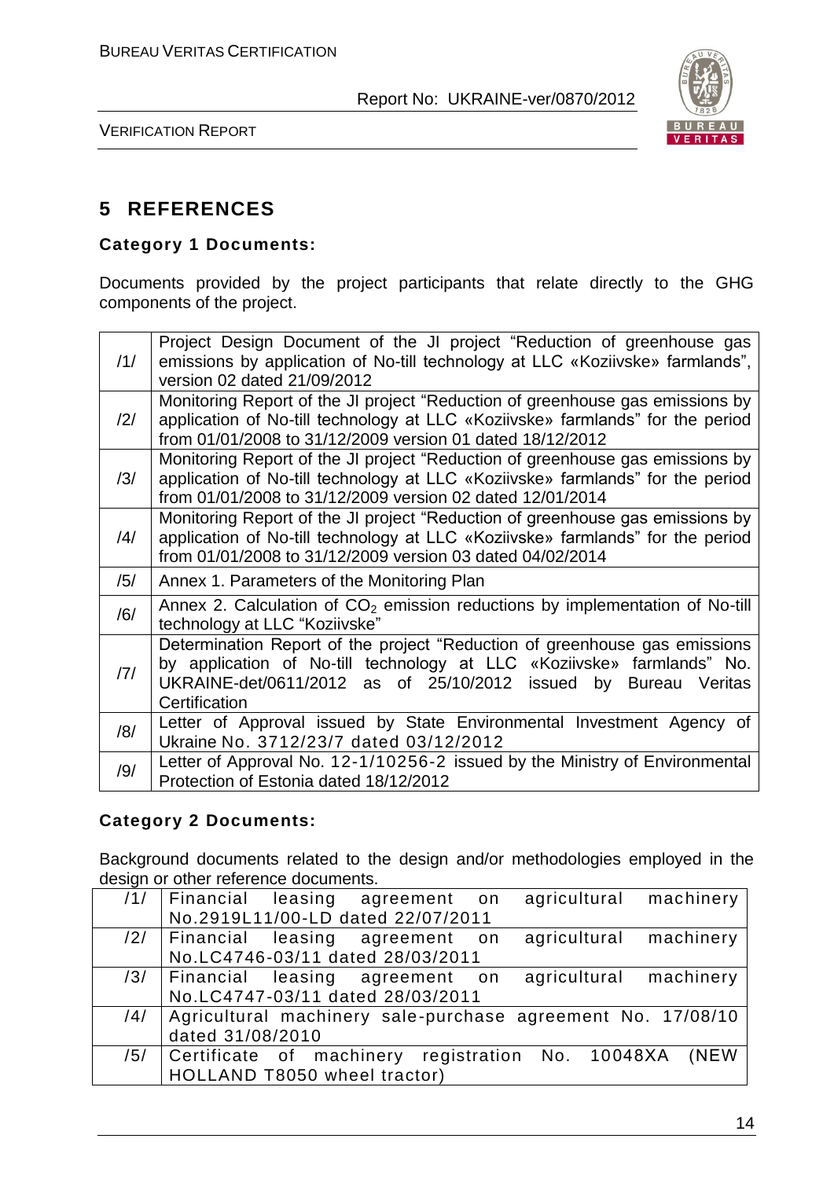# 5 REFERENCES

### Category 1 Documents:

Documents provided by the project participants that relate directly to the GHG components of the project.

| | |
|---|---|
| /1/ | Project Design Document of the JI project "Reduction of greenhouse gas emissions by application of No-till technology at LLC «Koziivske» farmlands", version 02 dated 21/09/2012 |
| /2/ | Monitoring Report of the JI project "Reduction of greenhouse gas emissions by application of No-till technology at LLC «Koziivske» farmlands" for the period from 01/01/2008 to 31/12/2009 version 01 dated 18/12/2012 |
| /3/ | Monitoring Report of the JI project "Reduction of greenhouse gas emissions by application of No-till technology at LLC «Koziivske» farmlands" for the period from 01/01/2008 to 31/12/2009 version 02 dated 12/01/2014 |
| /4/ | Monitoring Report of the JI project "Reduction of greenhouse gas emissions by application of No-till technology at LLC «Koziivske» farmlands" for the period from 01/01/2008 to 31/12/2009 version 03 dated 04/02/2014 |
| /5/ | Annex 1. Parameters of the Monitoring Plan |
| /6/ | Annex 2. Calculation of $CO_2$ emission reductions by implementation of No-till technology at LLC "Koziivske" |
| /7/ | Determination Report of the project "Reduction of greenhouse gas emissions by application of No-till technology at LLC «Koziivske» farmlands" No. UKRAINE-det/0611/2012 as of 25/10/2012 issued by Bureau Veritas Certification |
| /8/ | Letter of Approval issued by State Environmental Investment Agency of Ukraine No. 3712/23/7 dated 03/12/2012 |
| /9/ | Letter of Approval No. 12-1/10256-2 issued by the Ministry of Environmental Protection of Estonia dated 18/12/2012 |

### Category 2 Documents:

Background documents related to the design and/or methodologies employed in the design or other reference documents.

| | |
|---|---|
| /1/ | Financial leasing agreement on agricultural machinery No.2919L11/00-LD dated 22/07/2011 |
| /2/ | Financial leasing agreement on agricultural machinery No.LC4746-03/11 dated 28/03/2011 |
| /3/ | Financial leasing agreement on agricultural machinery No.LC4747-03/11 dated 28/03/2011 |
| /4/ | Agricultural machinery sale-purchase agreement No. 17/08/10 dated 31/08/2010 |
| /5/ | Certificate of machinery registration No. 10048XA (NEW HOLLAND T8050 wheel tractor) |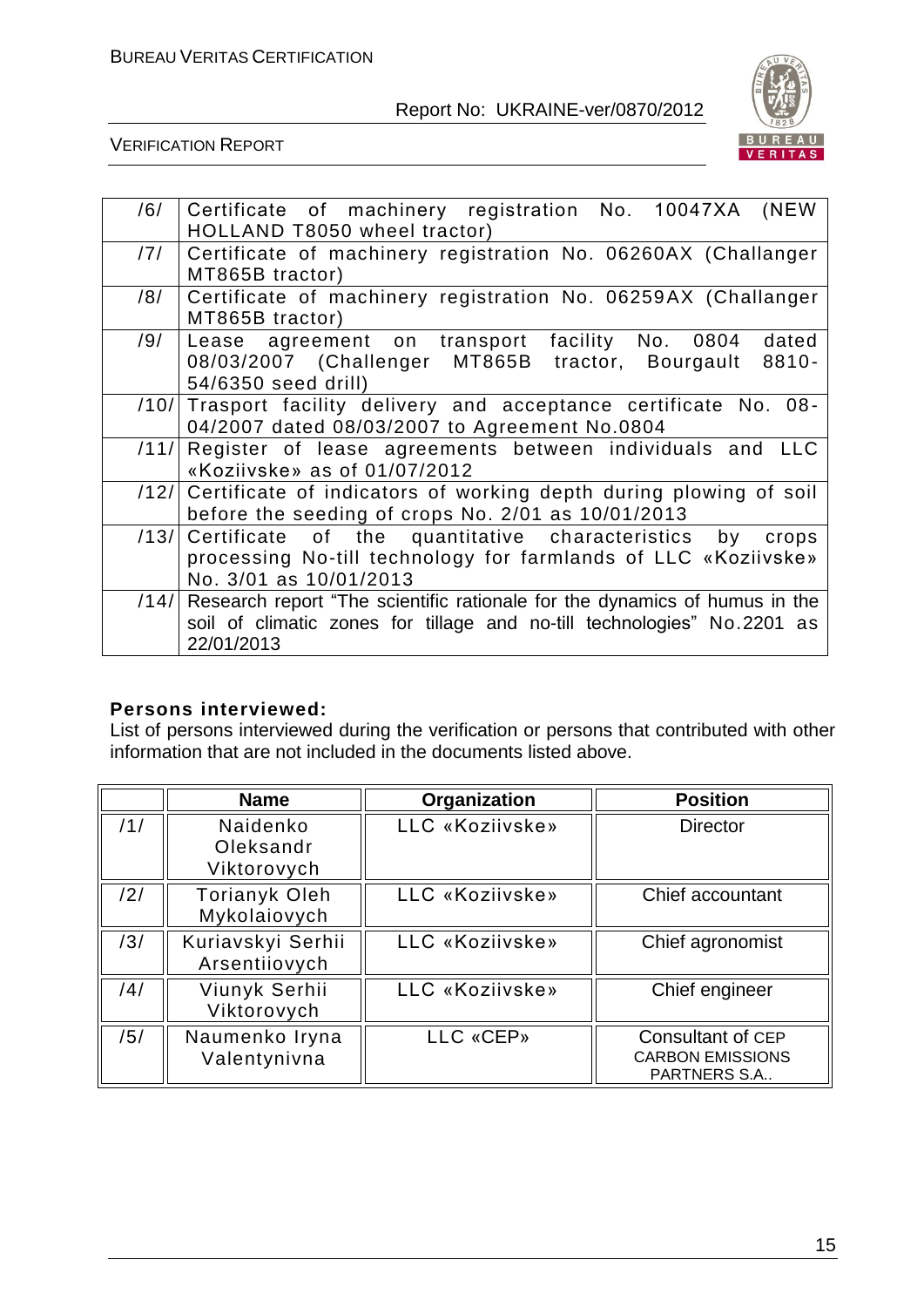| | |
|---|---|
| /6/ | Certificate of machinery registration No. 10047XA (NEW HOLLAND T8050 wheel tractor) |
| /7/ | Certificate of machinery registration No. 06260AX (Challanger MT865B tractor) |
| /8/ | Certificate of machinery registration No. 06259AX (Challanger MT865B tractor) |
| /9/ | Lease agreement on transport facility No. 0804 dated 08/03/2007 (Challenger MT865B tractor, Bourgault 8810-54/6350 seed drill) |
| /10/ | Trasport facility delivery and acceptance certificate No. 08-04/2007 dated 08/03/2007 to Agreement No.0804 |
| /11/ | Register of lease agreements between individuals and LLC «Koziivske» as of 01/07/2012 |
| /12/ | Certificate of indicators of working depth during plowing of soil before the seeding of crops No. 2/01 as 10/01/2013 |
| /13/ | Certificate of the quantitative characteristics by crops processing No-till technology for farmlands of LLC «Koziivske» No. 3/01 as 10/01/2013 |
| /14/ | Research report "The scientific rationale for the dynamics of humus in the soil of climatic zones for tillage and no-till technologies" No.2201 as 22/01/2013 |

**Persons interviewed:**

List of persons interviewed during the verification or persons that contributed with other information that are not included in the documents listed above.

| | Name | Organization | Position |
|---|---|---|---|
| /1/ | Naidenko Oleksandr Viktorovych | LLC «Koziivske» | Director |
| /2/ | Torianyk Oleh Mykolaiovych | LLC «Koziivske» | Chief accountant |
| /3/ | Kuriavskyi Serhii Arsentiiovych | LLC «Koziivske» | Chief agronomist |
| /4/ | Viunyk Serhii Viktorovych | LLC «Koziivske» | Chief engineer |
| /5/ | Naumenko Iryna Valentynivna | LLC «CEP» | Consultant of CEP CARBON EMISSIONS PARTNERS S.A.. |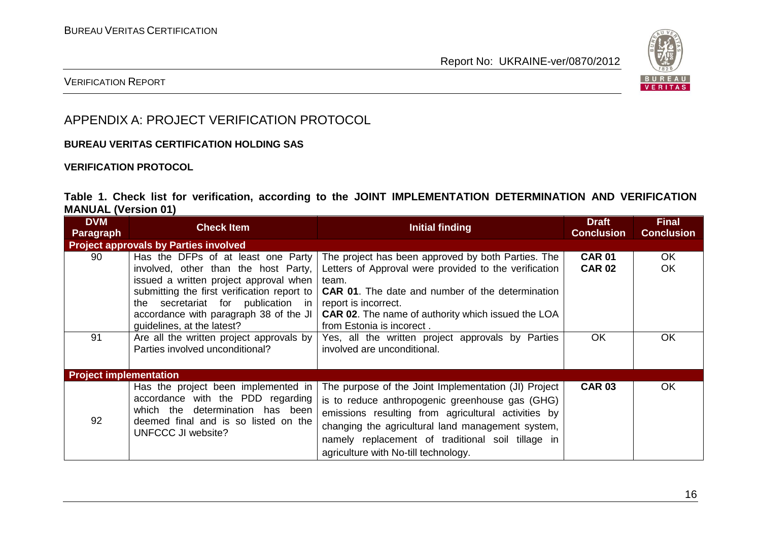# APPENDIX A: PROJECT VERIFICATION PROTOCOL

**BUREAU VERITAS CERTIFICATION HOLDING SAS**

**VERIFICATION PROTOCOL**

**Table 1. Check list for verification, according to the JOINT IMPLEMENTATION DETERMINATION AND VERIFICATION MANUAL (Version 01)**

| DVM Paragraph | Check Item | Initial finding | Draft Conclusion | Final Conclusion |
|---|---|---|---|---|
| **Project approvals by Parties involved** | | | | |
| 90 | Has the DFPs of at least one Party involved, other than the host Party, issued a written project approval when submitting the first verification report to the secretariat for publication in accordance with paragraph 38 of the JI guidelines, at the latest? | The project has been approved by both Parties. The Letters of Approval were provided to the verification team.<br>**CAR 01**. The date and number of the determination report is incorrect.<br>**CAR 02**. The name of authority which issued the LOA from Estonia is incorect . | **CAR 01**<br>**CAR 02** | OK<br>OK |
| 91 | Are all the written project approvals by Parties involved unconditional? | Yes, all the written project approvals by Parties involved are unconditional. | OK | OK |
| **Project implementation** | | | | |
| 92 | Has the project been implemented in accordance with the PDD regarding which the determination has been deemed final and is so listed on the UNFCCC JI website? | The purpose of the Joint Implementation (JI) Project is to reduce anthropogenic greenhouse gas (GHG) emissions resulting from agricultural activities by changing the agricultural land management system, namely replacement of traditional soil tillage in agriculture with No-till technology. | **CAR 03** | OK |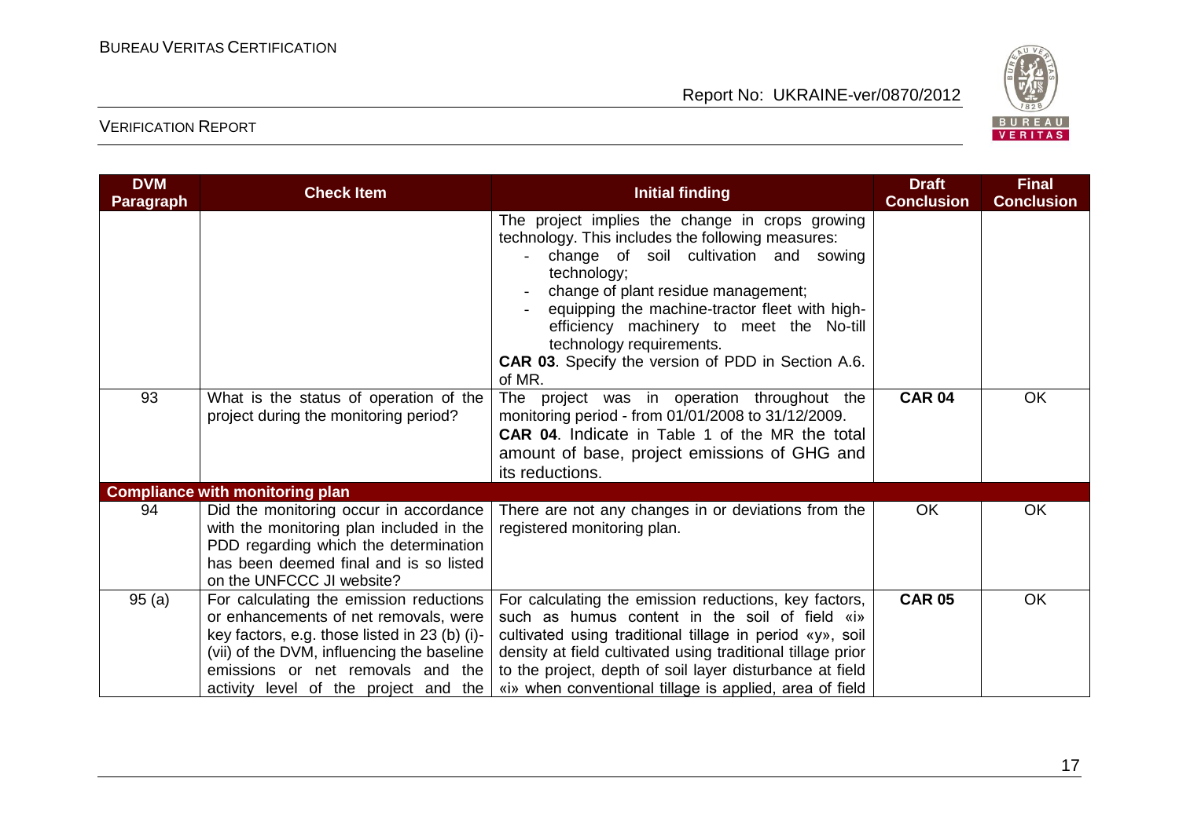| DVM Paragraph | Check Item | Initial finding | Draft Conclusion | Final Conclusion |
|---|---|---|---|---|
| | | The project implies the change in crops growing technology. This includes the following measures:<br>- change of soil cultivation and sowing technology;<br>- change of plant residue management;<br>- equipping the machine-tractor fleet with high-efficiency machinery to meet the No-till technology requirements.<br>**CAR 03**. Specify the version of PDD in Section A.6. of MR. | | |
| 93 | What is the status of operation of the project during the monitoring period? | The project was in operation throughout the monitoring period - from 01/01/2008 to 31/12/2009.<br>**CAR 04**. Indicate in Table 1 of the MR the total amount of base, project emissions of GHG and its reductions. | **CAR 04** | OK |
| **Compliance with monitoring plan** | | | | |
| 94 | Did the monitoring occur in accordance with the monitoring plan included in the PDD regarding which the determination has been deemed final and is so listed on the UNFCCC JI website? | There are not any changes in or deviations from the registered monitoring plan. | OK | OK |
| 95 (a) | For calculating the emission reductions or enhancements of net removals, were key factors, e.g. those listed in 23 (b) (i)-(vii) of the DVM, influencing the baseline emissions or net removals and the activity level of the project and the | For calculating the emission reductions, key factors, such as humus content in the soil of field «i» cultivated using traditional tillage in period «y», soil density at field cultivated using traditional tillage prior to the project, depth of soil layer disturbance at field «i» when conventional tillage is applied, area of field | **CAR 05** | OK |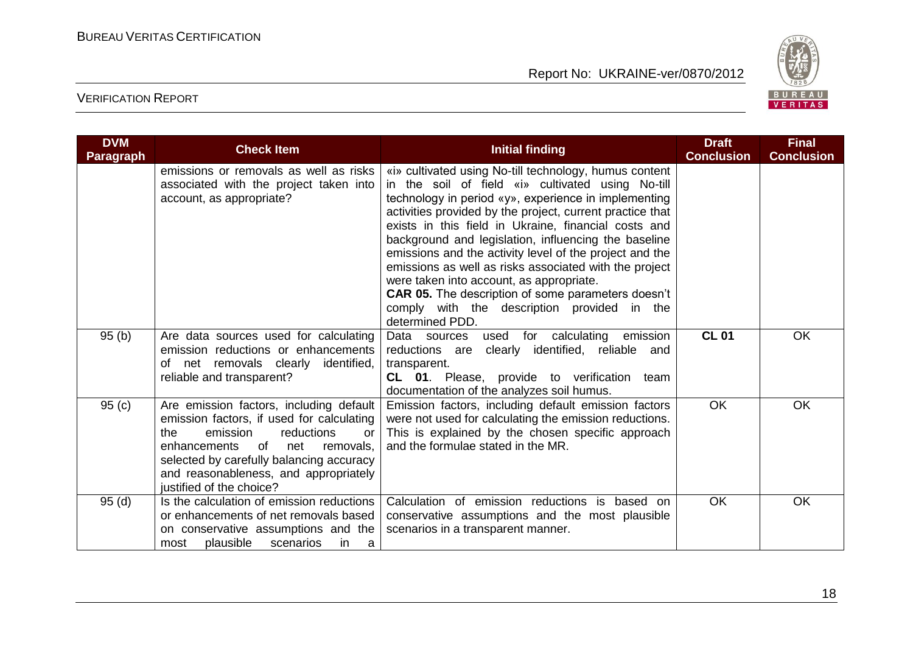| DVM Paragraph | Check Item | Initial finding | Draft Conclusion | Final Conclusion |
|---|---|---|---|---|
| | emissions or removals as well as risks associated with the project taken into account, as appropriate? | «i» cultivated using No-till technology, humus content in the soil of field «i» cultivated using No-till technology in period «y», experience in implementing activities provided by the project, current practice that exists in this field in Ukraine, financial costs and background and legislation, influencing the baseline emissions and the activity level of the project and the emissions as well as risks associated with the project were taken into account, as appropriate.<br>**CAR 05.** The description of some parameters doesn't comply with the description provided in the determined PDD. | | |
| 95 (b) | Are data sources used for calculating emission reductions or enhancements of net removals clearly identified, reliable and transparent? | Data sources used for calculating emission reductions are clearly identified, reliable and transparent.<br>**CL 01**. Please, provide to verification team documentation of the analyzes soil humus. | **CL 01** | OK |
| 95 (c) | Are emission factors, including default emission factors, if used for calculating the emission reductions or enhancements of net removals, selected by carefully balancing accuracy and reasonableness, and appropriately justified of the choice? | Emission factors, including default emission factors were not used for calculating the emission reductions. This is explained by the chosen specific approach and the formulae stated in the MR. | OK | OK |
| 95 (d) | Is the calculation of emission reductions or enhancements of net removals based on conservative assumptions and the most plausible scenarios in a | Calculation of emission reductions is based on conservative assumptions and the most plausible scenarios in a transparent manner. | OK | OK |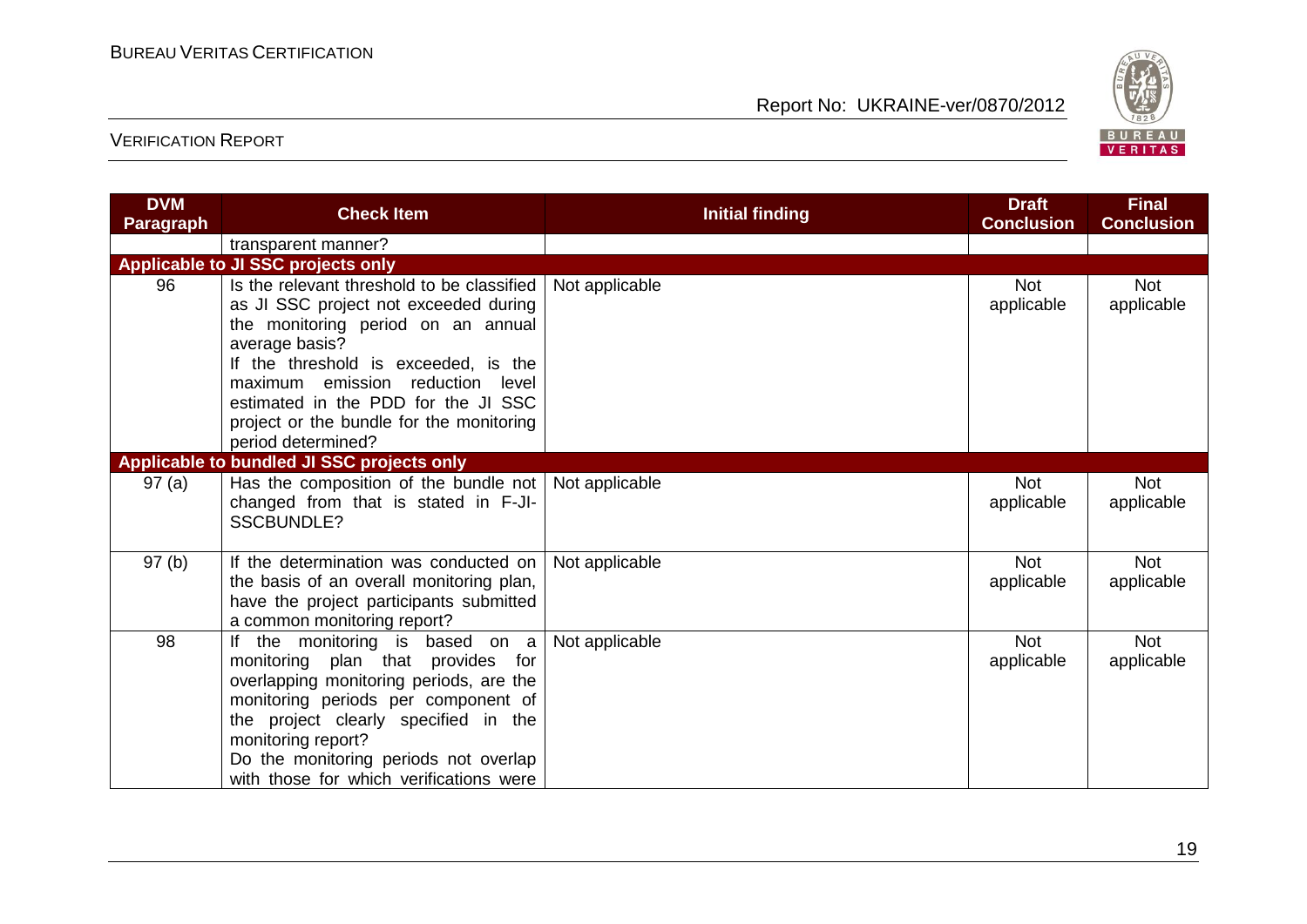| DVM Paragraph | Check Item | Initial finding | Draft Conclusion | Final Conclusion |
|---|---|---|---|---|
| | transparent manner? | | | |
| **Applicable to JI SSC projects only** | | | | |
| 96 | Is the relevant threshold to be classified as JI SSC project not exceeded during the monitoring period on an annual average basis?<br>If the threshold is exceeded, is the maximum emission reduction level estimated in the PDD for the JI SSC project or the bundle for the monitoring period determined? | Not applicable | Not applicable | Not applicable |
| **Applicable to bundled JI SSC projects only** | | | | |
| 97 (a) | Has the composition of the bundle not changed from that is stated in F-JI-SSCBUNDLE? | Not applicable | Not applicable | Not applicable |
| 97 (b) | If the determination was conducted on the basis of an overall monitoring plan, have the project participants submitted a common monitoring report? | Not applicable | Not applicable | Not applicable |
| 98 | If the monitoring is based on a monitoring plan that provides for overlapping monitoring periods, are the monitoring periods per component of the project clearly specified in the monitoring report?<br>Do the monitoring periods not overlap with those for which verifications were | Not applicable | Not applicable | Not applicable |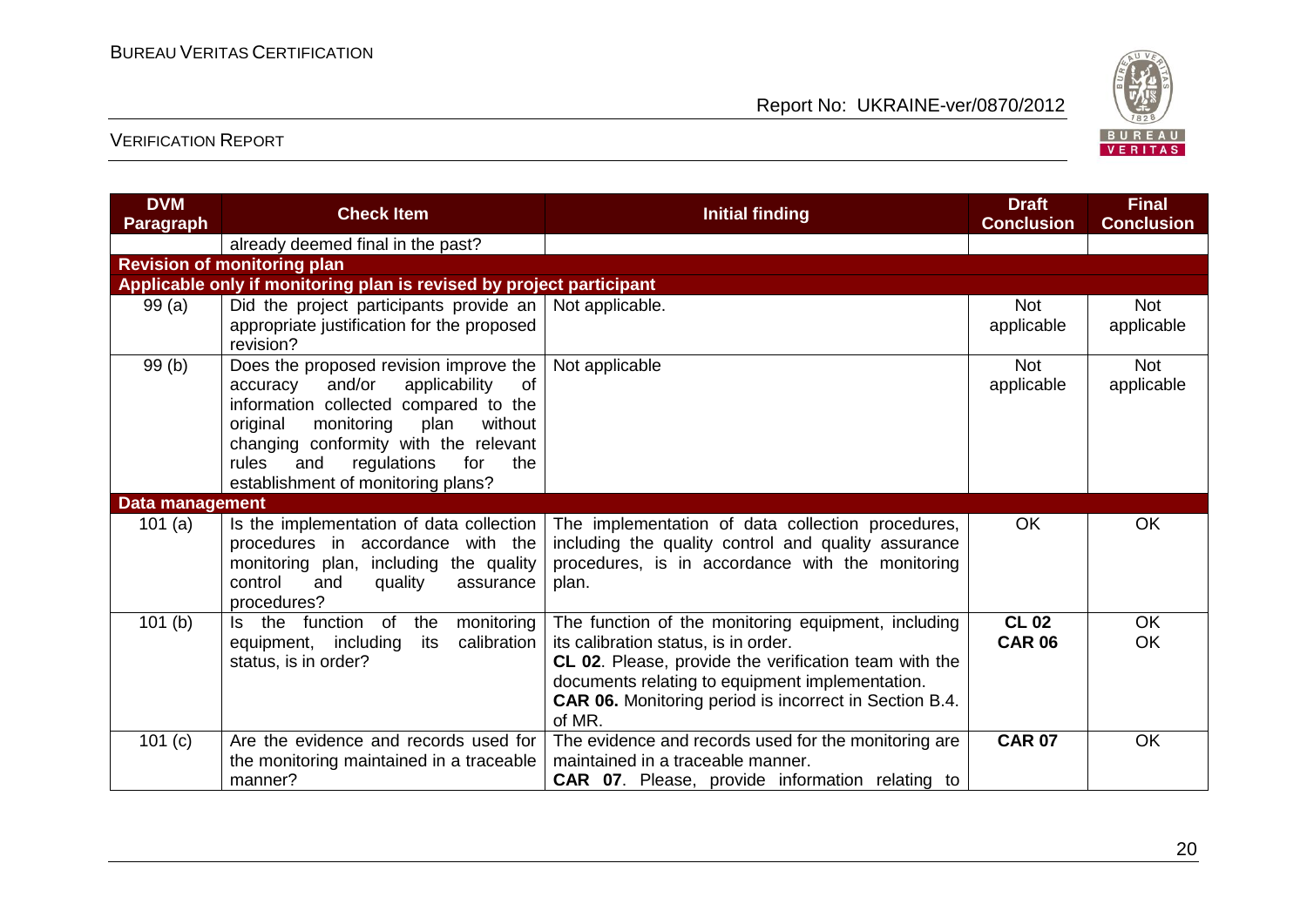| DVM Paragraph | Check Item | Initial finding | Draft Conclusion | Final Conclusion |
|---|---|---|---|---|
| | already deemed final in the past? | | | |
| **Revision of monitoring plan** | | | | |
| **Applicable only if monitoring plan is revised by project participant** | | | | |
| 99 (a) | Did the project participants provide an appropriate justification for the proposed revision? | Not applicable. | Not applicable | Not applicable |
| 99 (b) | Does the proposed revision improve the accuracy and/or applicability of information collected compared to the original monitoring plan without changing conformity with the relevant rules and regulations for the establishment of monitoring plans? | Not applicable | Not applicable | Not applicable |
| **Data management** | | | | |
| 101 (a) | Is the implementation of data collection procedures in accordance with the monitoring plan, including the quality control and quality assurance procedures? | The implementation of data collection procedures, including the quality control and quality assurance procedures, is in accordance with the monitoring plan. | OK | OK |
| 101 (b) | Is the function of the monitoring equipment, including its calibration status, is in order? | The function of the monitoring equipment, including its calibration status, is in order.<br>**CL 02**. Please, provide the verification team with the documents relating to equipment implementation.<br>**CAR 06.** Monitoring period is incorrect in Section B.4. of MR. | **CL 02**<br>**CAR 06** | OK<br>OK |
| 101 (c) | Are the evidence and records used for the monitoring maintained in a traceable manner? | The evidence and records used for the monitoring are maintained in a traceable manner.<br>**CAR 07**. Please, provide information relating to | **CAR 07** | OK |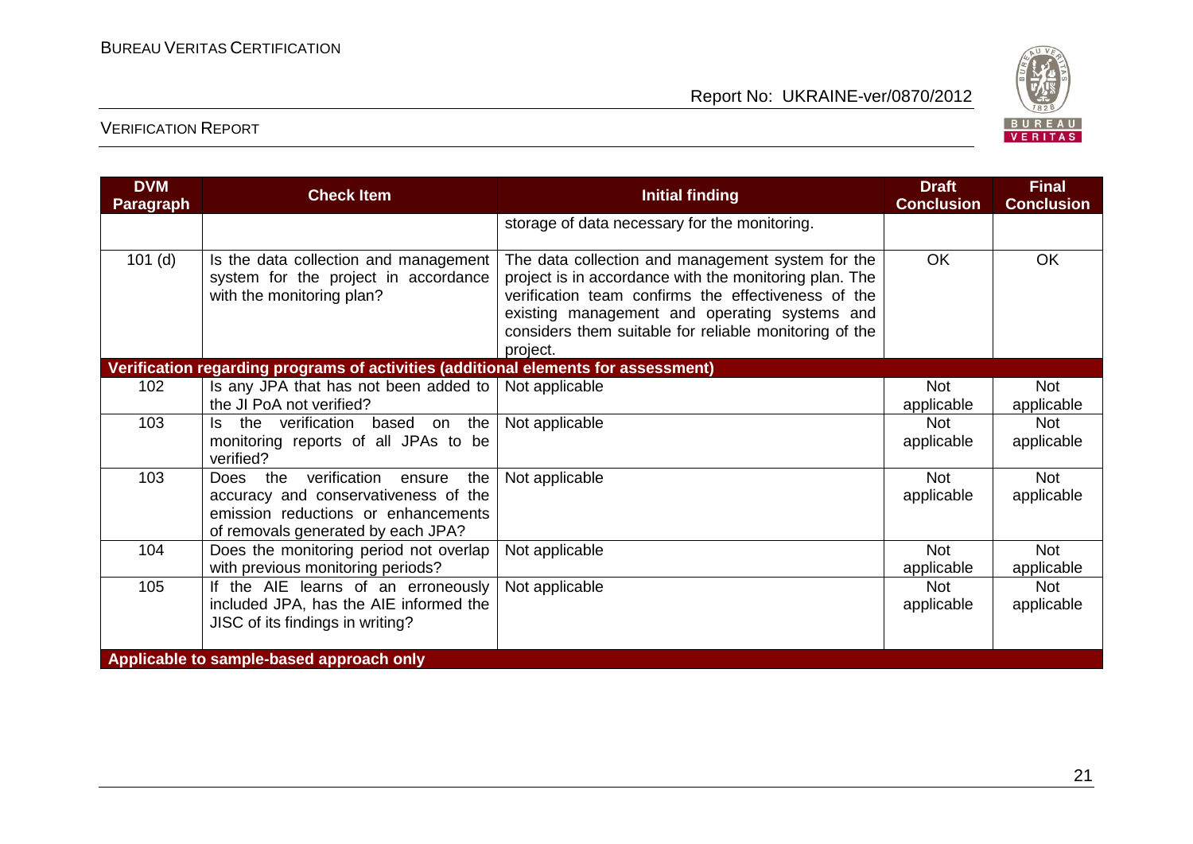| DVM Paragraph | Check Item | Initial finding | Draft Conclusion | Final Conclusion |
|---|---|---|---|---|
| | | storage of data necessary for the monitoring. | | |
| 101 (d) | Is the data collection and management system for the project in accordance with the monitoring plan? | The data collection and management system for the project is in accordance with the monitoring plan. The verification team confirms the effectiveness of the existing management and operating systems and considers them suitable for reliable monitoring of the project. | OK | OK |
| **Verification regarding programs of activities (additional elements for assessment)** | | | | |
| 102 | Is any JPA that has not been added to the JI PoA not verified? | Not applicable | Not applicable | Not applicable |
| 103 | Is the verification based on the monitoring reports of all JPAs to be verified? | Not applicable | Not applicable | Not applicable |
| 103 | Does the verification ensure the accuracy and conservativeness of the emission reductions or enhancements of removals generated by each JPA? | Not applicable | Not applicable | Not applicable |
| 104 | Does the monitoring period not overlap with previous monitoring periods? | Not applicable | Not applicable | Not applicable |
| 105 | If the AIE learns of an erroneously included JPA, has the AIE informed the JISC of its findings in writing? | Not applicable | Not applicable | Not applicable |
| **Applicable to sample-based approach only** | | | | |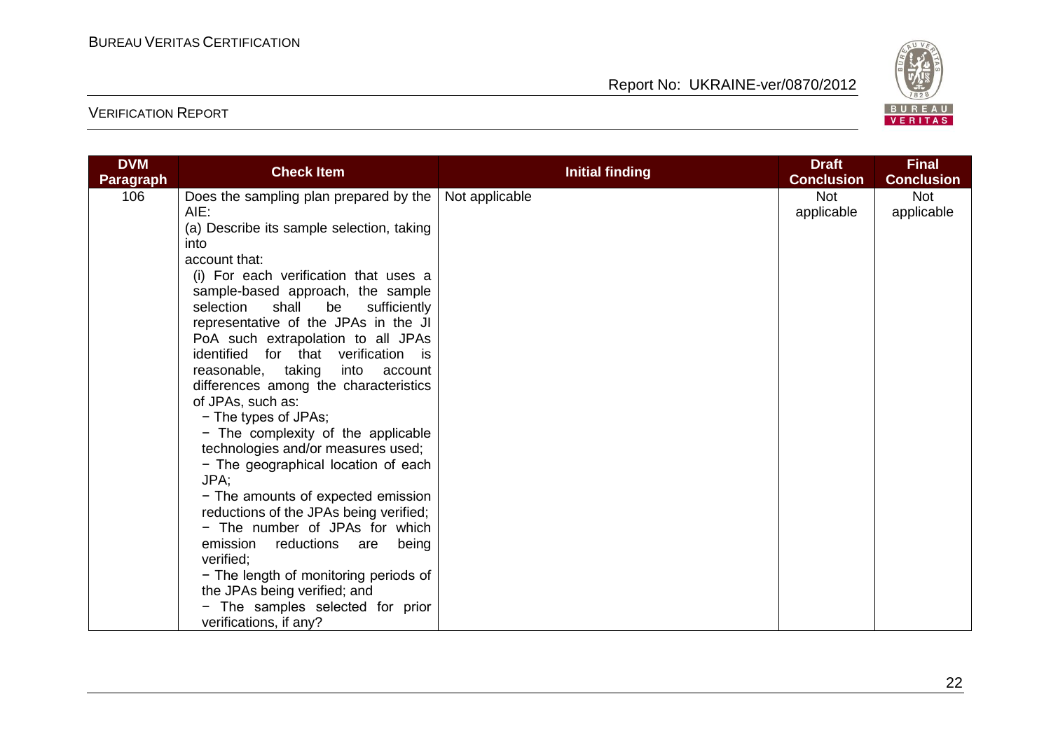| DVM Paragraph | Check Item | Initial finding | Draft Conclusion | Final Conclusion |
|---|---|---|---|---|
| 106 | Does the sampling plan prepared by the AIE:<br>(a) Describe its sample selection, taking into account that:<br>(i) For each verification that uses a sample-based approach, the sample selection shall be sufficiently representative of the JPAs in the JI PoA such extrapolation to all JPAs identified for that verification is reasonable, taking into account differences among the characteristics of JPAs, such as:<br>− The types of JPAs;<br>− The complexity of the applicable technologies and/or measures used;<br>− The geographical location of each JPA;<br>− The amounts of expected emission reductions of the JPAs being verified;<br>− The number of JPAs for which emission reductions are being verified;<br>− The length of monitoring periods of the JPAs being verified; and<br>− The samples selected for prior verifications, if any? | Not applicable | Not applicable | Not applicable |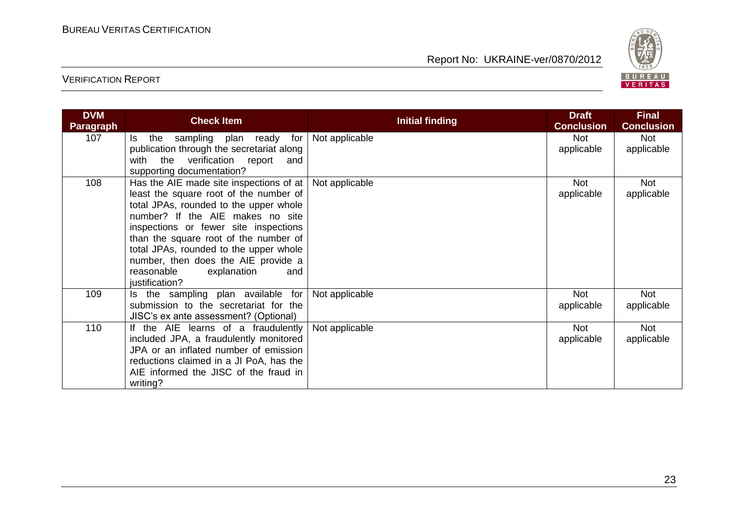| DVM Paragraph | Check Item | Initial finding | Draft Conclusion | Final Conclusion |
|---|---|---|---|---|
| 107 | Is the sampling plan ready for publication through the secretariat along with the verification report and supporting documentation? | Not applicable | Not applicable | Not applicable |
| 108 | Has the AIE made site inspections of at least the square root of the number of total JPAs, rounded to the upper whole number? If the AIE makes no site inspections or fewer site inspections than the square root of the number of total JPAs, rounded to the upper whole number, then does the AIE provide a reasonable explanation and justification? | Not applicable | Not applicable | Not applicable |
| 109 | Is the sampling plan available for submission to the secretariat for the JISC's ex ante assessment? (Optional) | Not applicable | Not applicable | Not applicable |
| 110 | If the AIE learns of a fraudulently included JPA, a fraudulently monitored JPA or an inflated number of emission reductions claimed in a JI PoA, has the AIE informed the JISC of the fraud in writing? | Not applicable | Not applicable | Not applicable |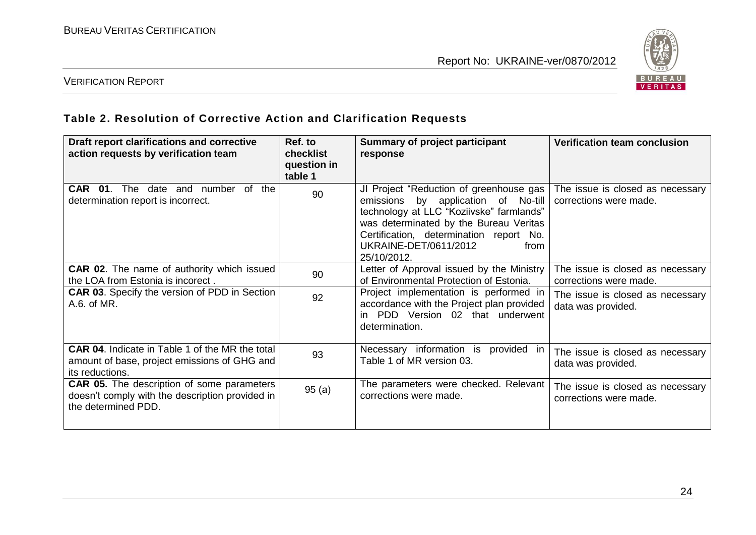### Table 2. Resolution of Corrective Action and Clarification Requests

| Draft report clarifications and corrective action requests by verification team | Ref. to checklist question in table 1 | Summary of project participant response | Verification team conclusion |
|---|---|---|---|
| **CAR 01**. The date and number of the determination report is incorrect. | 90 | JI Project "Reduction of greenhouse gas emissions by application of No-till technology at LLC "Koziivske" farmlands" was determinated by the Bureau Veritas Certification, determination report No. UKRAINE-DET/0611/2012 from 25/10/2012. | The issue is closed as necessary corrections were made. |
| **CAR 02**. The name of authority which issued the LOA from Estonia is incorect . | 90 | Letter of Approval issued by the Ministry of Environmental Protection of Estonia. | The issue is closed as necessary corrections were made. |
| **CAR 03**. Specify the version of PDD in Section A.6. of MR. | 92 | Project implementation is performed in accordance with the Project plan provided in PDD Version 02 that underwent determination. | The issue is closed as necessary data was provided. |
| **CAR 04**. Indicate in Table 1 of the MR the total amount of base, project emissions of GHG and its reductions. | 93 | Necessary information is provided in Table 1 of MR version 03. | The issue is closed as necessary data was provided. |
| **CAR 05.** The description of some parameters doesn't comply with the description provided in the determined PDD. | 95 (a) | The parameters were checked. Relevant corrections were made. | The issue is closed as necessary corrections were made. |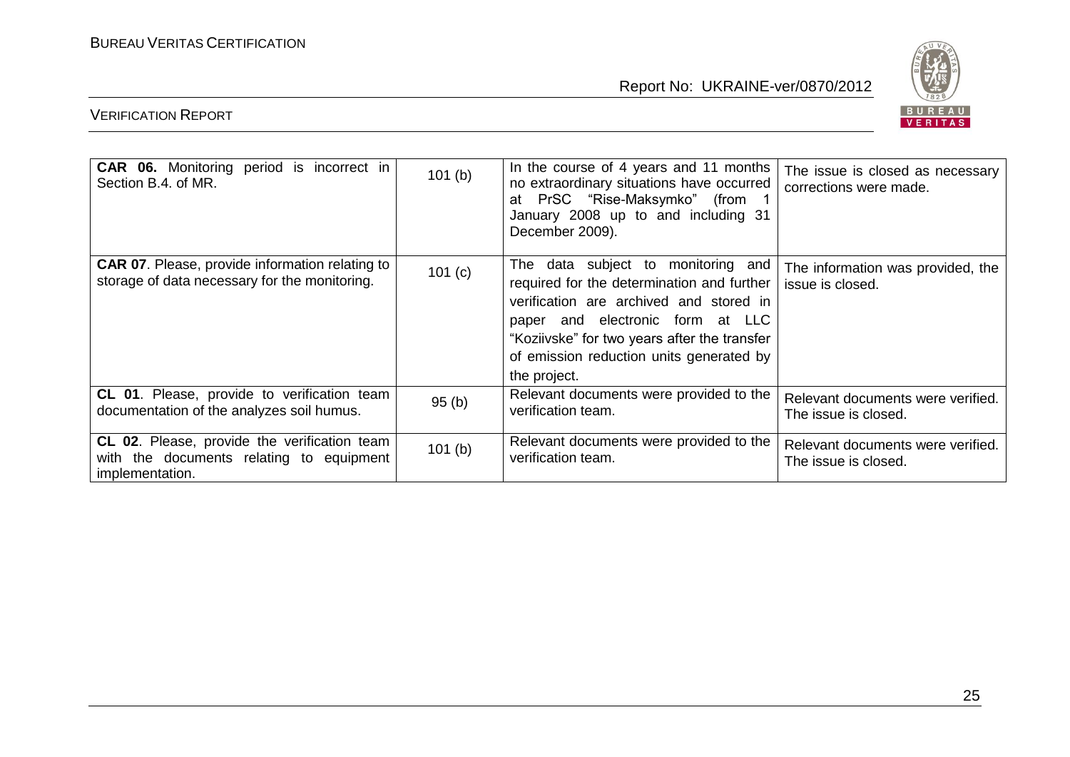| | | | |
|---|---|---|---|
| **CAR 06.** Monitoring period is incorrect in Section B.4. of MR. | 101 (b) | In the course of 4 years and 11 months no extraordinary situations have occurred at PrSC "Rise-Maksymko" (from 1 January 2008 up to and including 31 December 2009). | The issue is closed as necessary corrections were made. |
| **CAR 07**. Please, provide information relating to storage of data necessary for the monitoring. | 101 (c) | The data subject to monitoring and required for the determination and further verification are archived and stored in paper and electronic form at LLC "Koziivske" for two years after the transfer of emission reduction units generated by the project. | The information was provided, the issue is closed. |
| **CL 01**. Please, provide to verification team documentation of the analyzes soil humus. | 95 (b) | Relevant documents were provided to the verification team. | Relevant documents were verified. The issue is closed. |
| **CL 02**. Please, provide the verification team with the documents relating to equipment implementation. | 101 (b) | Relevant documents were provided to the verification team. | Relevant documents were verified. The issue is closed. |